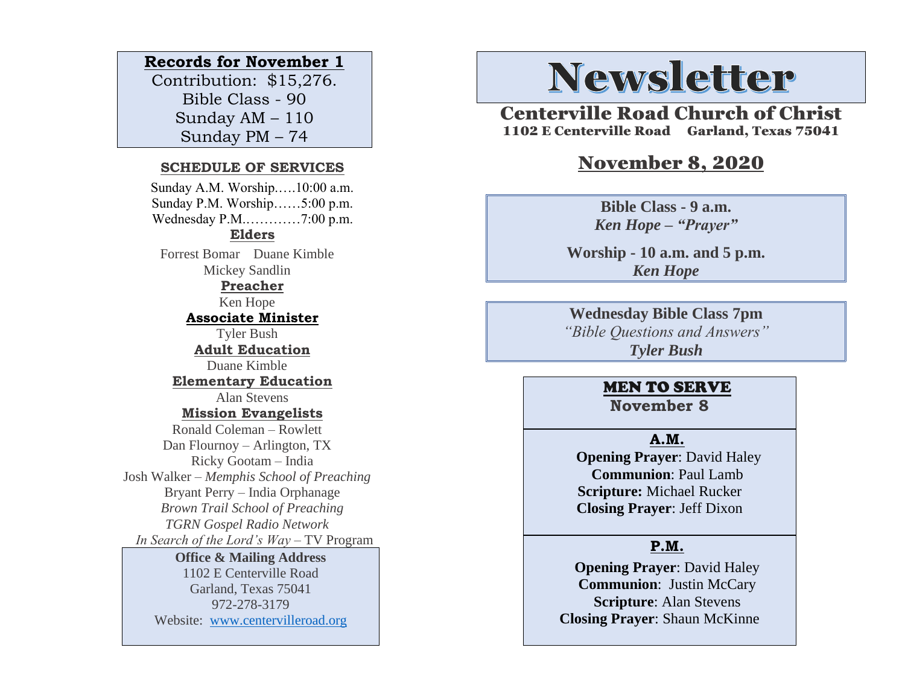**Records for November 1**

Contribution: $15,276.
Bible Class - 90
Sunday AM – 110
Sunday PM – 74

## SCHEDULE OF SERVICES

Sunday A.M. Worship…..10:00 a.m.
Sunday P.M. Worship……5:00 p.m.
Wednesday P.M.…………7:00 p.m.

**Elders**

Forrest Bomar Duane Kimble
Mickey Sandlin

**Preacher**

Ken Hope

**Associate Minister**

Tyler Bush

**Adult Education**

Duane Kimble

**Elementary Education**

Alan Stevens

**Mission Evangelists**

Ronald Coleman – Rowlett
Dan Flournoy – Arlington, TX
Ricky Gootam – India
Josh Walker – *Memphis School of Preaching*
Bryant Perry – India Orphanage
*Brown Trail School of Preaching*
*TGRN Gospel Radio Network*
*In Search of the Lord's Way* – TV Program

**Office & Mailing Address**
1102 E Centerville Road
Garland, Texas 75041
972-278-3179
Website: www.centervilleroad.org

# Newsletter

## Centerville Road Church of Christ

**1102 E Centerville Road Garland, Texas 75041**

## November 8, 2020

**Bible Class - 9 a.m.**
***Ken Hope – "Prayer"***

**Worship - 10 a.m. and 5 p.m.**
***Ken Hope***

**Wednesday Bible Class 7pm**
*"Bible Questions and Answers"*
***Tyler Bush***

### MEN TO SERVE
**November 8**

**A.M.**

**Opening Prayer**: David Haley
**Communion**: Paul Lamb
**Scripture:** Michael Rucker
**Closing Prayer**: Jeff Dixon

**P.M.**

**Opening Prayer**: David Haley
**Communion**: Justin McCary
**Scripture**: Alan Stevens
**Closing Prayer**: Shaun McKinne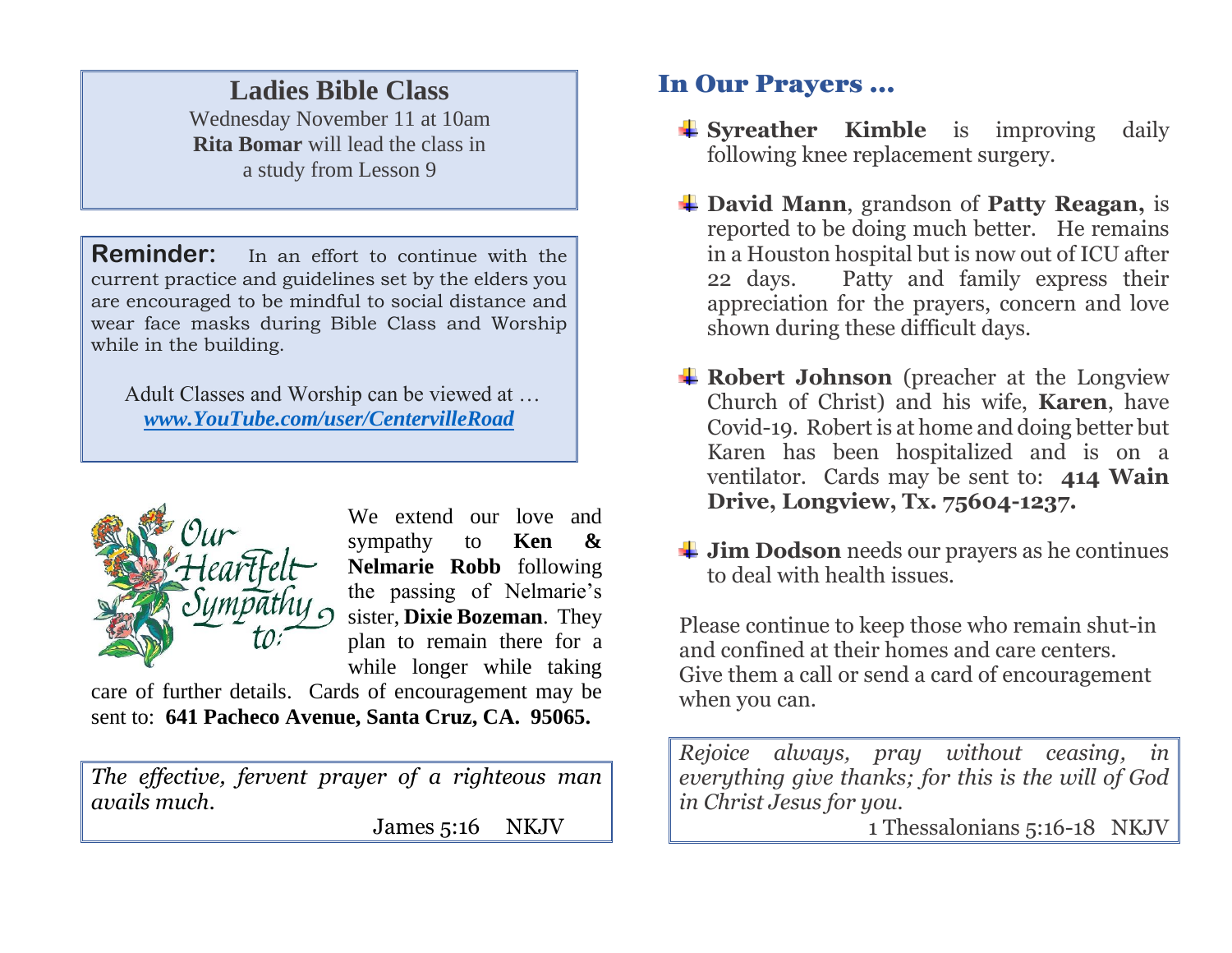## Ladies Bible Class

Wednesday November 11 at 10am
**Rita Bomar** will lead the class in a study from Lesson 9

**Reminder:** In an effort to continue with the current practice and guidelines set by the elders you are encouraged to be mindful to social distance and wear face masks during Bible Class and Worship while in the building.

Adult Classes and Worship can be viewed at …
***www.YouTube.com/user/CentervilleRoad***

Our Heartfelt Sympathy to:

We extend our love and sympathy to **Ken & Nelmarie Robb** following the passing of Nelmarie's sister, **Dixie Bozeman**. They plan to remain there for a while longer while taking care of further details. Cards of encouragement may be sent to: **641 Pacheco Avenue, Santa Cruz, CA. 95065.**

*The effective, fervent prayer of a righteous man avails much.*

James 5:16 NKJV

## In Our Prayers …

- **Syreather Kimble** is improving daily following knee replacement surgery.
- **David Mann**, grandson of **Patty Reagan,** is reported to be doing much better. He remains in a Houston hospital but is now out of ICU after 22 days. Patty and family express their appreciation for the prayers, concern and love shown during these difficult days.
- **Robert Johnson** (preacher at the Longview Church of Christ) and his wife, **Karen**, have Covid-19. Robert is at home and doing better but Karen has been hospitalized and is on a ventilator. Cards may be sent to: **414 Wain Drive, Longview, Tx. 75604-1237.**
- **Jim Dodson** needs our prayers as he continues to deal with health issues.

Please continue to keep those who remain shut-in and confined at their homes and care centers. Give them a call or send a card of encouragement when you can.

*Rejoice always, pray without ceasing, in everything give thanks; for this is the will of God in Christ Jesus for you.*

1 Thessalonians 5:16-18 NKJV